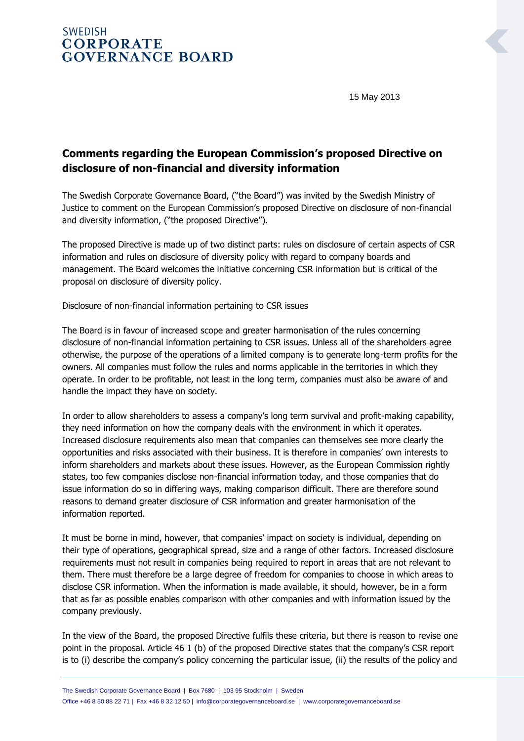SWEDISH
**CORPORATE GOVERNANCE BOARD**

15 May 2013

# Comments regarding the European Commission's proposed Directive on disclosure of non-financial and diversity information

The Swedish Corporate Governance Board, ("the Board") was invited by the Swedish Ministry of Justice to comment on the European Commission's proposed Directive on disclosure of non-financial and diversity information, ("the proposed Directive").

The proposed Directive is made up of two distinct parts: rules on disclosure of certain aspects of CSR information and rules on disclosure of diversity policy with regard to company boards and management. The Board welcomes the initiative concerning CSR information but is critical of the proposal on disclosure of diversity policy.

<u>Disclosure of non-financial information pertaining to CSR issues</u>

The Board is in favour of increased scope and greater harmonisation of the rules concerning disclosure of non-financial information pertaining to CSR issues. Unless all of the shareholders agree otherwise, the purpose of the operations of a limited company is to generate long-term profits for the owners. All companies must follow the rules and norms applicable in the territories in which they operate. In order to be profitable, not least in the long term, companies must also be aware of and handle the impact they have on society.

In order to allow shareholders to assess a company's long term survival and profit-making capability, they need information on how the company deals with the environment in which it operates. Increased disclosure requirements also mean that companies can themselves see more clearly the opportunities and risks associated with their business. It is therefore in companies' own interests to inform shareholders and markets about these issues. However, as the European Commission rightly states, too few companies disclose non-financial information today, and those companies that do issue information do so in differing ways, making comparison difficult. There are therefore sound reasons to demand greater disclosure of CSR information and greater harmonisation of the information reported.

It must be borne in mind, however, that companies' impact on society is individual, depending on their type of operations, geographical spread, size and a range of other factors. Increased disclosure requirements must not result in companies being required to report in areas that are not relevant to them. There must therefore be a large degree of freedom for companies to choose in which areas to disclose CSR information. When the information is made available, it should, however, be in a form that as far as possible enables comparison with other companies and with information issued by the company previously.

In the view of the Board, the proposed Directive fulfils these criteria, but there is reason to revise one point in the proposal. Article 46 1 (b) of the proposed Directive states that the company's CSR report is to (i) describe the company's policy concerning the particular issue, (ii) the results of the policy and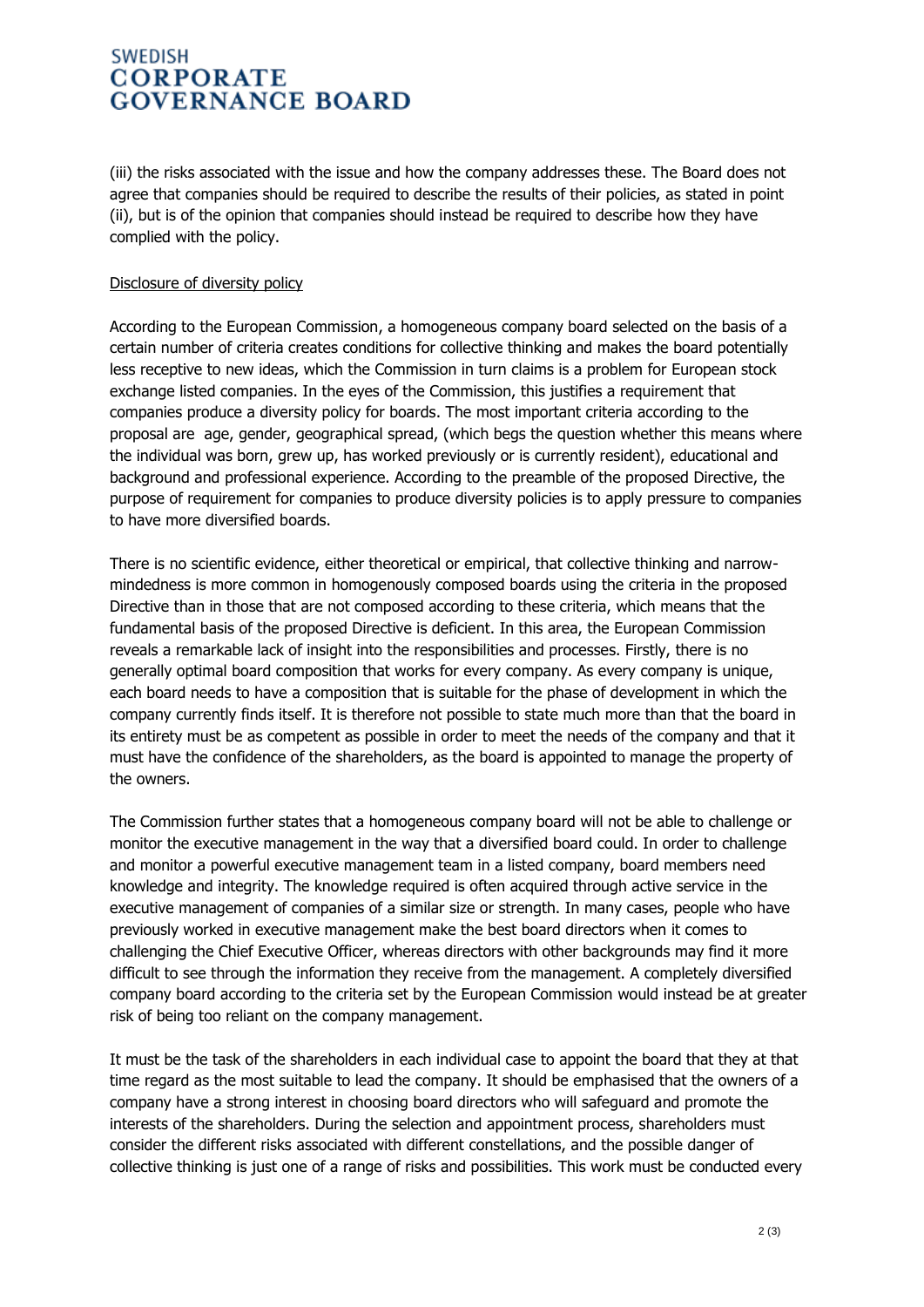(iii) the risks associated with the issue and how the company addresses these. The Board does not agree that companies should be required to describe the results of their policies, as stated in point (ii), but is of the opinion that companies should instead be required to describe how they have complied with the policy.

Disclosure of diversity policy

According to the European Commission, a homogeneous company board selected on the basis of a certain number of criteria creates conditions for collective thinking and makes the board potentially less receptive to new ideas, which the Commission in turn claims is a problem for European stock exchange listed companies. In the eyes of the Commission, this justifies a requirement that companies produce a diversity policy for boards. The most important criteria according to the proposal are age, gender, geographical spread, (which begs the question whether this means where the individual was born, grew up, has worked previously or is currently resident), educational and background and professional experience. According to the preamble of the proposed Directive, the purpose of requirement for companies to produce diversity policies is to apply pressure to companies to have more diversified boards.

There is no scientific evidence, either theoretical or empirical, that collective thinking and narrow-mindedness is more common in homogenously composed boards using the criteria in the proposed Directive than in those that are not composed according to these criteria, which means that the fundamental basis of the proposed Directive is deficient. In this area, the European Commission reveals a remarkable lack of insight into the responsibilities and processes. Firstly, there is no generally optimal board composition that works for every company. As every company is unique, each board needs to have a composition that is suitable for the phase of development in which the company currently finds itself. It is therefore not possible to state much more than that the board in its entirety must be as competent as possible in order to meet the needs of the company and that it must have the confidence of the shareholders, as the board is appointed to manage the property of the owners.

The Commission further states that a homogeneous company board will not be able to challenge or monitor the executive management in the way that a diversified board could. In order to challenge and monitor a powerful executive management team in a listed company, board members need knowledge and integrity. The knowledge required is often acquired through active service in the executive management of companies of a similar size or strength. In many cases, people who have previously worked in executive management make the best board directors when it comes to challenging the Chief Executive Officer, whereas directors with other backgrounds may find it more difficult to see through the information they receive from the management. A completely diversified company board according to the criteria set by the European Commission would instead be at greater risk of being too reliant on the company management.

It must be the task of the shareholders in each individual case to appoint the board that they at that time regard as the most suitable to lead the company. It should be emphasised that the owners of a company have a strong interest in choosing board directors who will safeguard and promote the interests of the shareholders. During the selection and appointment process, shareholders must consider the different risks associated with different constellations, and the possible danger of collective thinking is just one of a range of risks and possibilities. This work must be conducted every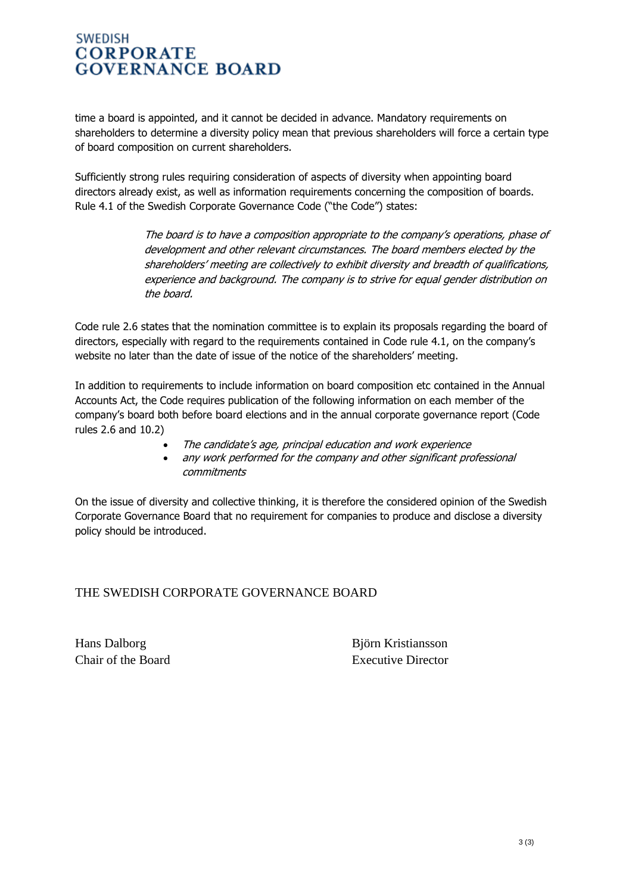time a board is appointed, and it cannot be decided in advance. Mandatory requirements on shareholders to determine a diversity policy mean that previous shareholders will force a certain type of board composition on current shareholders.

Sufficiently strong rules requiring consideration of aspects of diversity when appointing board directors already exist, as well as information requirements concerning the composition of boards. Rule 4.1 of the Swedish Corporate Governance Code ("the Code") states:

> *The board is to have a composition appropriate to the company's operations, phase of development and other relevant circumstances. The board members elected by the shareholders' meeting are collectively to exhibit diversity and breadth of qualifications, experience and background. The company is to strive for equal gender distribution on the board.*

Code rule 2.6 states that the nomination committee is to explain its proposals regarding the board of directors, especially with regard to the requirements contained in Code rule 4.1, on the company's website no later than the date of issue of the notice of the shareholders' meeting.

In addition to requirements to include information on board composition etc contained in the Annual Accounts Act, the Code requires publication of the following information on each member of the company's board both before board elections and in the annual corporate governance report (Code rules 2.6 and 10.2)

- *The candidate's age, principal education and work experience*
- *any work performed for the company and other significant professional commitments*

On the issue of diversity and collective thinking, it is therefore the considered opinion of the Swedish Corporate Governance Board that no requirement for companies to produce and disclose a diversity policy should be introduced.

THE SWEDISH CORPORATE GOVERNANCE BOARD

Hans Dalborg
Chair of the Board

Björn Kristiansson
Executive Director